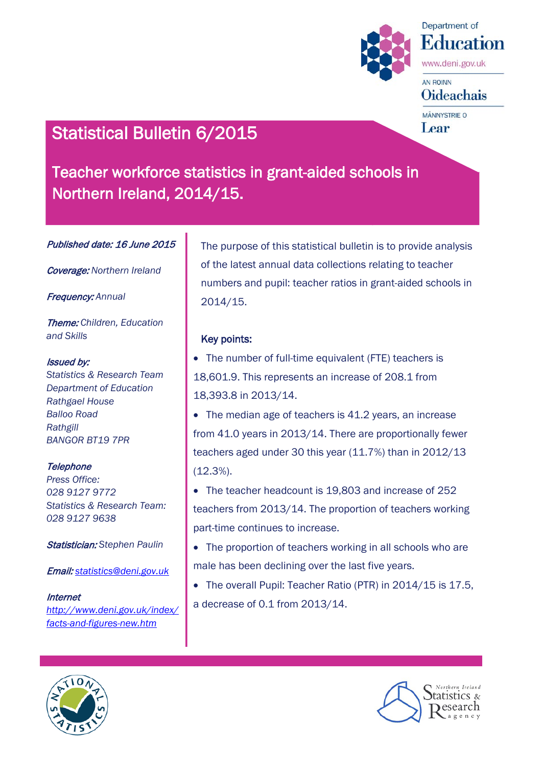Department of Education
www.deni.gov.uk

AN ROINN Oideachais

MÄNNYSTRIE O Lear

# Statistical Bulletin 6/2015

## Teacher workforce statistics in grant-aided schools in Northern Ireland, 2014/15.

***Published date:** 16 June 2015*

***Coverage:*** Northern Ireland

***Frequency:*** Annual

***Theme:*** Children, Education and Skills

***Issued by:***
*Statistics & Research Team*
*Department of Education*
*Rathgael House*
*Balloo Road*
*Rathgill*
*BANGOR BT19 7PR*

***Telephone***
*Press Office:*
*028 9127 9772*
*Statistics & Research Team:*
*028 9127 9638*

***Statistician:*** Stephen Paulin

***Email:*** statistics@deni.gov.uk

***Internet***
http://www.deni.gov.uk/index/facts-and-figures-new.htm

The purpose of this statistical bulletin is to provide analysis of the latest annual data collections relating to teacher numbers and pupil: teacher ratios in grant-aided schools in 2014/15.

### Key points:

- The number of full-time equivalent (FTE) teachers is 18,601.9. This represents an increase of 208.1 from 18,393.8 in 2013/14.
- The median age of teachers is 41.2 years, an increase from 41.0 years in 2013/14. There are proportionally fewer teachers aged under 30 this year (11.7%) than in 2012/13 (12.3%).
- The teacher headcount is 19,803 and increase of 252 teachers from 2013/14. The proportion of teachers working part-time continues to increase.
- The proportion of teachers working in all schools who are male has been declining over the last five years.
- The overall Pupil: Teacher Ratio (PTR) in 2014/15 is 17.5, a decrease of 0.1 from 2013/14.

National Statistics

Northern Ireland Statistics & Research Agency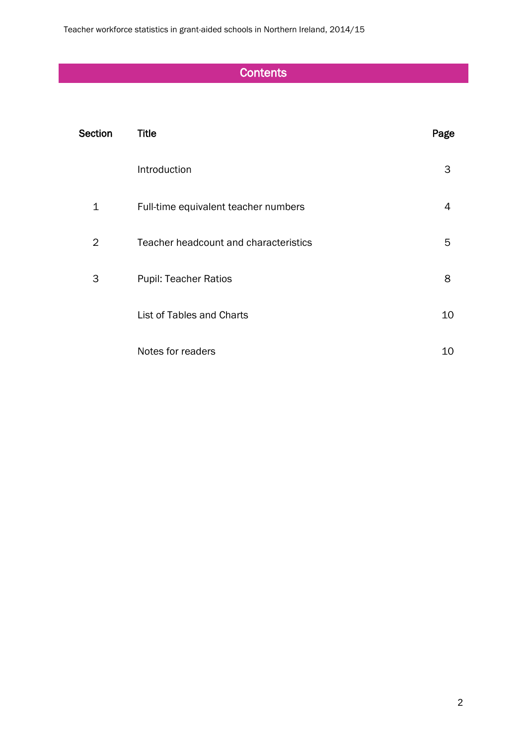## Contents

| Section | Title | Page |
|---|---|---|
| | Introduction | 3 |
| 1 | Full-time equivalent teacher numbers | 4 |
| 2 | Teacher headcount and characteristics | 5 |
| 3 | Pupil: Teacher Ratios | 8 |
| | List of Tables and Charts | 10 |
| | Notes for readers | 10 |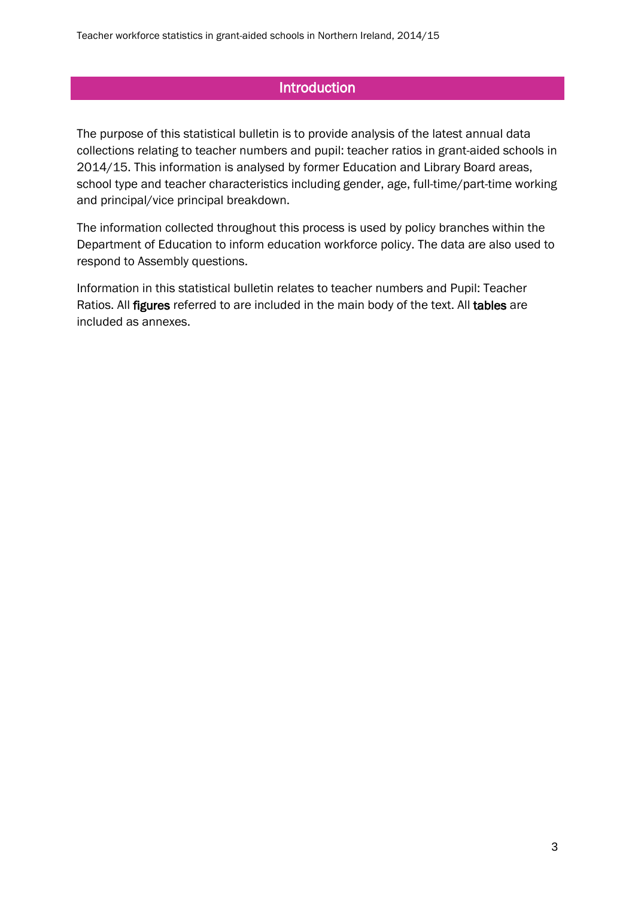## Introduction

The purpose of this statistical bulletin is to provide analysis of the latest annual data collections relating to teacher numbers and pupil: teacher ratios in grant-aided schools in 2014/15. This information is analysed by former Education and Library Board areas, school type and teacher characteristics including gender, age, full-time/part-time working and principal/vice principal breakdown.

The information collected throughout this process is used by policy branches within the Department of Education to inform education workforce policy. The data are also used to respond to Assembly questions.

Information in this statistical bulletin relates to teacher numbers and Pupil: Teacher Ratios. All **figures** referred to are included in the main body of the text. All **tables** are included as annexes.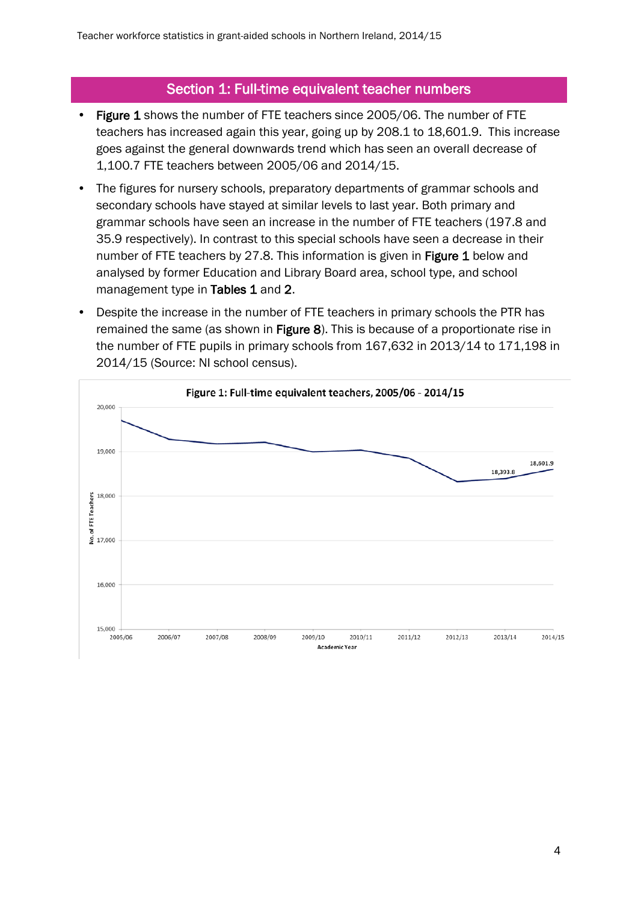## Section 1: Full-time equivalent teacher numbers

- **Figure 1** shows the number of FTE teachers since 2005/06. The number of FTE teachers has increased again this year, going up by 208.1 to 18,601.9. This increase goes against the general downwards trend which has seen an overall decrease of 1,100.7 FTE teachers between 2005/06 and 2014/15.
- The figures for nursery schools, preparatory departments of grammar schools and secondary schools have stayed at similar levels to last year. Both primary and grammar schools have seen an increase in the number of FTE teachers (197.8 and 35.9 respectively). In contrast to this special schools have seen a decrease in their number of FTE teachers by 27.8. This information is given in **Figure 1** below and analysed by former Education and Library Board area, school type, and school management type in **Tables 1** and **2**.
- Despite the increase in the number of FTE teachers in primary schools the PTR has remained the same (as shown in **Figure 8**). This is because of a proportionate rise in the number of FTE pupils in primary schools from 167,632 in 2013/14 to 171,198 in 2014/15 (Source: NI school census).

**Figure 1: Full-time equivalent teachers, 2005/06 - 2014/15**

No. of FTE Teachers (y-axis: 15,000 – 20,000); Academic Year (x-axis: 2005/06 – 2014/15)

Labelled values: 2013/14: 18,393.8; 2014/15: 18,601.9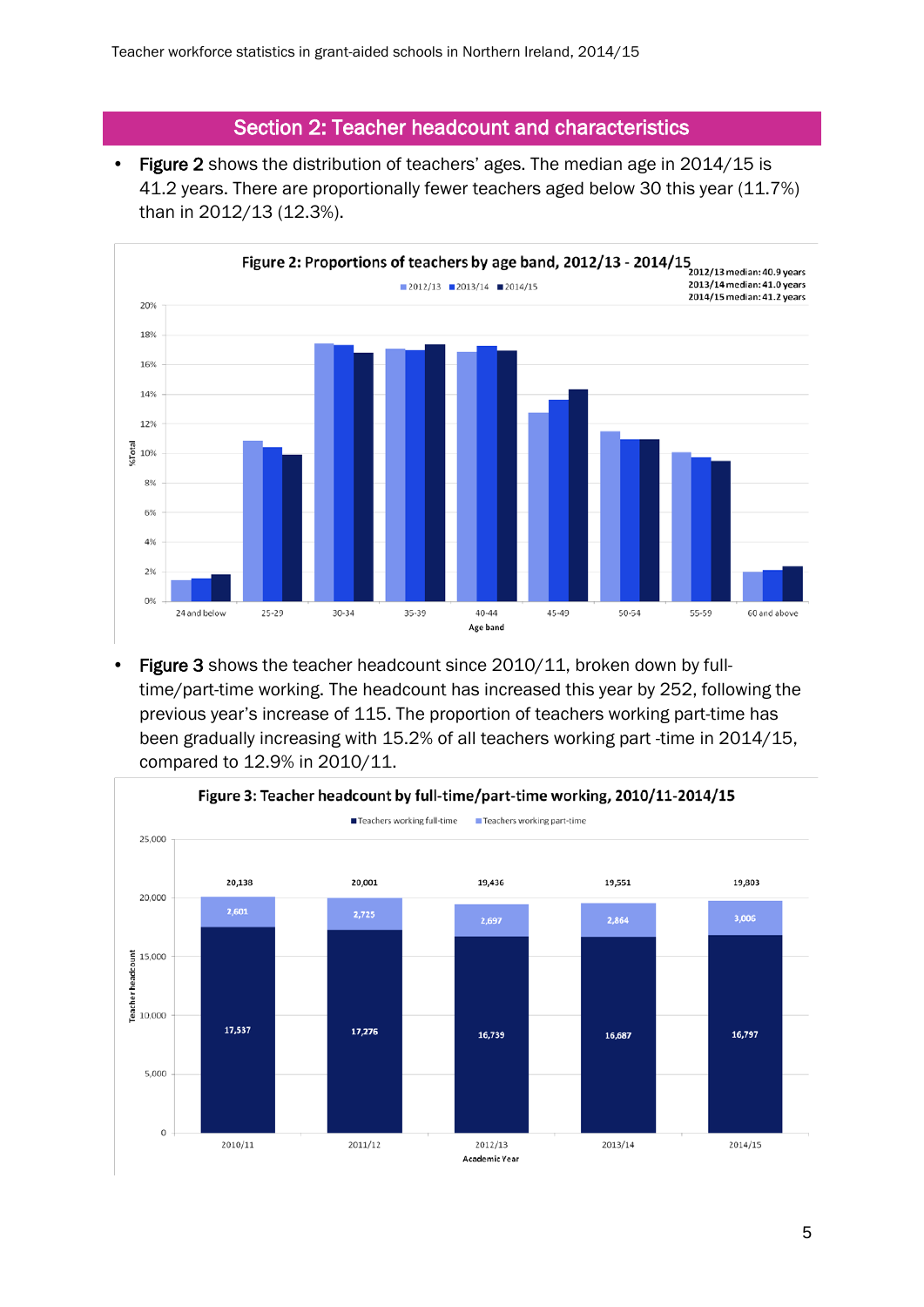## Section 2: Teacher headcount and characteristics

- **Figure 2** shows the distribution of teachers' ages. The median age in 2014/15 is 41.2 years. There are proportionally fewer teachers aged below 30 this year (11.7%) than in 2012/13 (12.3%).

**Figure 2: Proportions of teachers by age band, 2012/13 - 2014/15**

2012/13 median: 40.9 years
2013/14 median: 41.0 years
2014/15 median: 41.2 years

- **Figure 3** shows the teacher headcount since 2010/11, broken down by full-time/part-time working. The headcount has increased this year by 252, following the previous year's increase of 115. The proportion of teachers working part-time has been gradually increasing with 15.2% of all teachers working part -time in 2014/15, compared to 12.9% in 2010/11.

**Figure 3: Teacher headcount by full-time/part-time working, 2010/11-2014/15**

| Academic Year | Teachers working full-time | Teachers working part-time | Total |
|---|---|---|---|
| 2010/11 | 17,537 | 2,601 | 20,138 |
| 2011/12 | 17,276 | 2,725 | 20,001 |
| 2012/13 | 16,739 | 2,697 | 19,436 |
| 2013/14 | 16,687 | 2,864 | 19,551 |
| 2014/15 | 16,797 | 3,006 | 19,803 |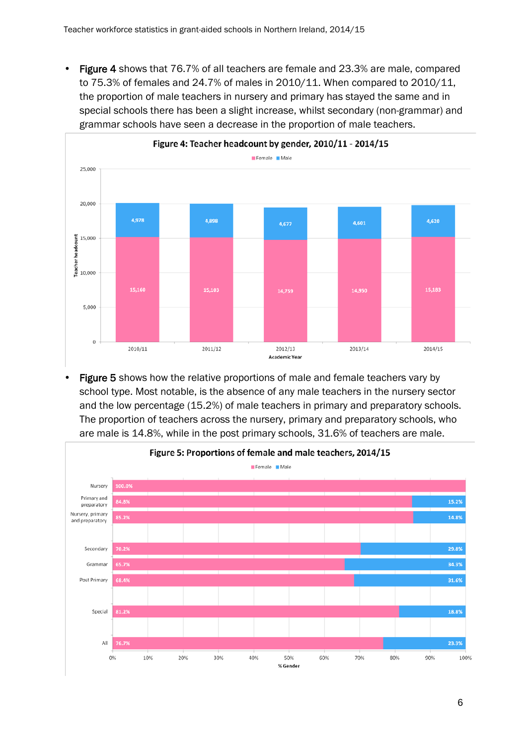- **Figure 4** shows that 76.7% of all teachers are female and 23.3% are male, compared to 75.3% of females and 24.7% of males in 2010/11. When compared to 2010/11, the proportion of male teachers in nursery and primary has stayed the same and in special schools there has been a slight increase, whilst secondary (non-grammar) and grammar schools have seen a decrease in the proportion of male teachers.

**Figure 4: Teacher headcount by gender, 2010/11 - 2014/15**

| Academic Year | Female | Male |
|---|---|---|
| 2010/11 | 15,160 | 4,978 |
| 2011/12 | 15,103 | 4,898 |
| 2012/13 | 14,759 | 4,677 |
| 2013/14 | 14,950 | 4,601 |
| 2014/15 | 15,183 | 4,620 |

- **Figure 5** shows how the relative proportions of male and female teachers vary by school type. Most notable, is the absence of any male teachers in the nursery sector and the low percentage (15.2%) of male teachers in primary and preparatory schools. The proportion of teachers across the nursery, primary and preparatory schools, who are male is 14.8%, while in the post primary schools, 31.6% of teachers are male.

**Figure 5: Proportions of female and male teachers, 2014/15**

| School type | Female | Male |
|---|---|---|
| Nursery | 100.0% | |
| Primary and preparatory | 84.8% | 15.2% |
| Nursery, primary and preparatory | 85.2% | 14.8% |
| Secondary | 70.2% | 29.8% |
| Grammar | 65.7% | 34.3% |
| Post Primary | 68.4% | 31.6% |
| Special | 81.2% | 18.8% |
| All | 76.7% | 23.3% |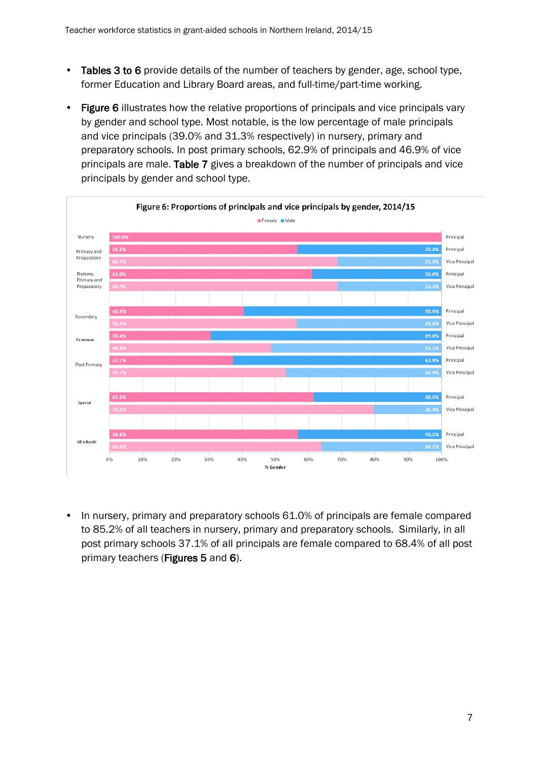- **Tables 3 to 6** provide details of the number of teachers by gender, age, school type, former Education and Library Board areas, and full-time/part-time working.

- **Figure 6** illustrates how the relative proportions of principals and vice principals vary by gender and school type. Most notable, is the low percentage of male principals and vice principals (39.0% and 31.3% respectively) in nursery, primary and preparatory schools. In post primary schools, 62.9% of principals and 46.9% of vice principals are male. **Table 7** gives a breakdown of the number of principals and vice principals by gender and school type.

**Figure 6: Proportions of principals and vice principals by gender, 2014/15**

| School type | Role | Female | Male |
|---|---|---|---|
| Nursery | Principal | 100.0% | |
| Primary and Preparatory | Principal | 56.6% | 43.4% |
| | Vice Principal | 68.7% | 31.3% |
| Nursery, Primary and Preparatory | Principal | 61.0% | 39.0% |
| | Vice Principal | 68.7% | 31.3% |
| Secondary | Principal | 40.4% | 59.6% |
| | Vice Principal | 56.4% | 43.6% |
| Grammar | Principal | 30.4% | 69.6% |
| | Vice Principal | 48.8% | 51.2% |
| Post Primary | Principal | 37.1% | 62.9% |
| | Vice Principal | 53.1% | 46.9% |
| Special | Principal | 61.5% | 38.5% |
| | Vice Principal | 79.6% | 20.4% |
| All schools | Principal | 56.8% | 43.2% |
| | Vice Principal | 63.8% | 36.2% |

- In nursery, primary and preparatory schools 61.0% of principals are female compared to 85.2% of all teachers in nursery, primary and preparatory schools. Similarly, in all post primary schools 37.1% of all principals are female compared to 68.4% of all post primary teachers (**Figures 5** and **6**).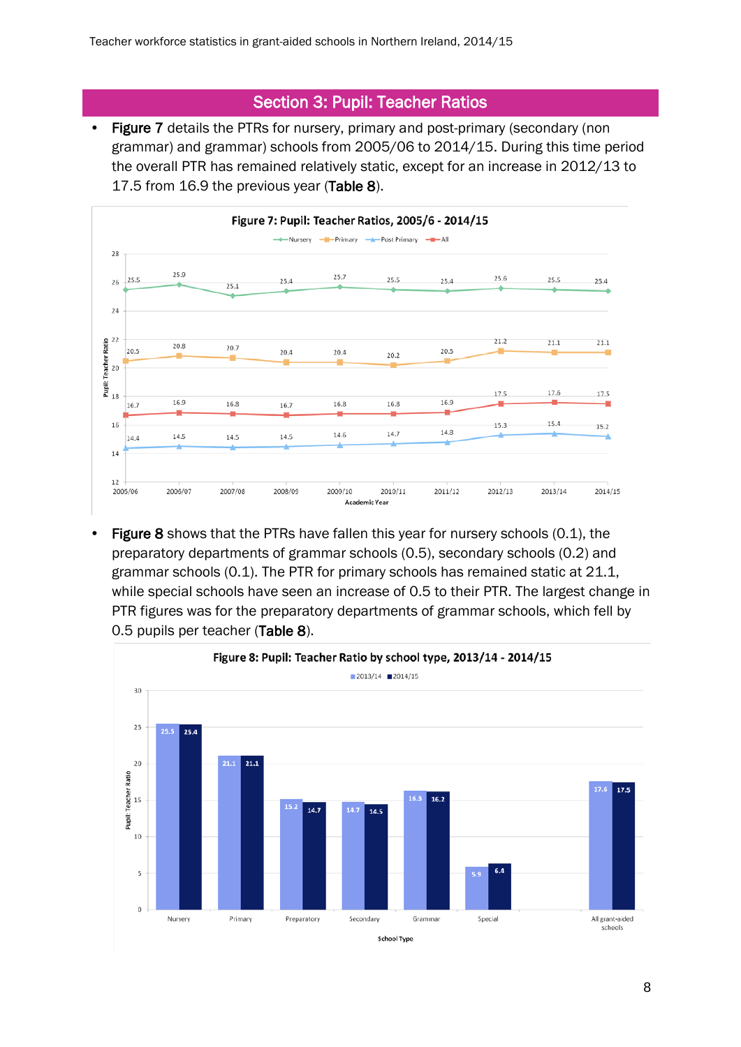## Section 3: Pupil: Teacher Ratios

- **Figure 7** details the PTRs for nursery, primary and post-primary (secondary (non grammar) and grammar) schools from 2005/06 to 2014/15. During this time period the overall PTR has remained relatively static, except for an increase in 2012/13 to 17.5 from 16.9 the previous year (**Table 8**).

**Figure 7: Pupil: Teacher Ratios, 2005/6 - 2014/15**

| Academic Year | Nursery | Primary | Post Primary | All |
|---|---|---|---|---|
| 2005/06 | 25.5 | 20.5 | 14.4 | 16.7 |
| 2006/07 | 25.9 | 20.8 | 14.5 | 16.9 |
| 2007/08 | 25.1 | 20.7 | 14.5 | 16.8 |
| 2008/09 | 25.4 | 20.4 | 14.5 | 16.7 |
| 2009/10 | 25.7 | 20.4 | 14.6 | 16.8 |
| 2010/11 | 25.5 | 20.2 | 14.7 | 16.8 |
| 2011/12 | 25.4 | 20.5 | 14.8 | 16.9 |
| 2012/13 | 25.6 | 21.2 | 15.3 | 17.5 |
| 2013/14 | 25.5 | 21.1 | 15.4 | 17.6 |
| 2014/15 | 25.4 | 21.1 | 15.2 | 17.5 |

- **Figure 8** shows that the PTRs have fallen this year for nursery schools (0.1), the preparatory departments of grammar schools (0.5), secondary schools (0.2) and grammar schools (0.1). The PTR for primary schools has remained static at 21.1, while special schools have seen an increase of 0.5 to their PTR. The largest change in PTR figures was for the preparatory departments of grammar schools, which fell by 0.5 pupils per teacher (**Table 8**).

**Figure 8: Pupil: Teacher Ratio by school type, 2013/14 - 2014/15**

| School Type | 2013/14 | 2014/15 |
|---|---|---|
| Nursery | 25.5 | 25.4 |
| Primary | 21.1 | 21.1 |
| Preparatory | 15.2 | 14.7 |
| Secondary | 14.7 | 14.5 |
| Grammar | 16.3 | 16.2 |
| Special | 5.9 | 6.4 |
| All grant-aided schools | 17.6 | 17.5 |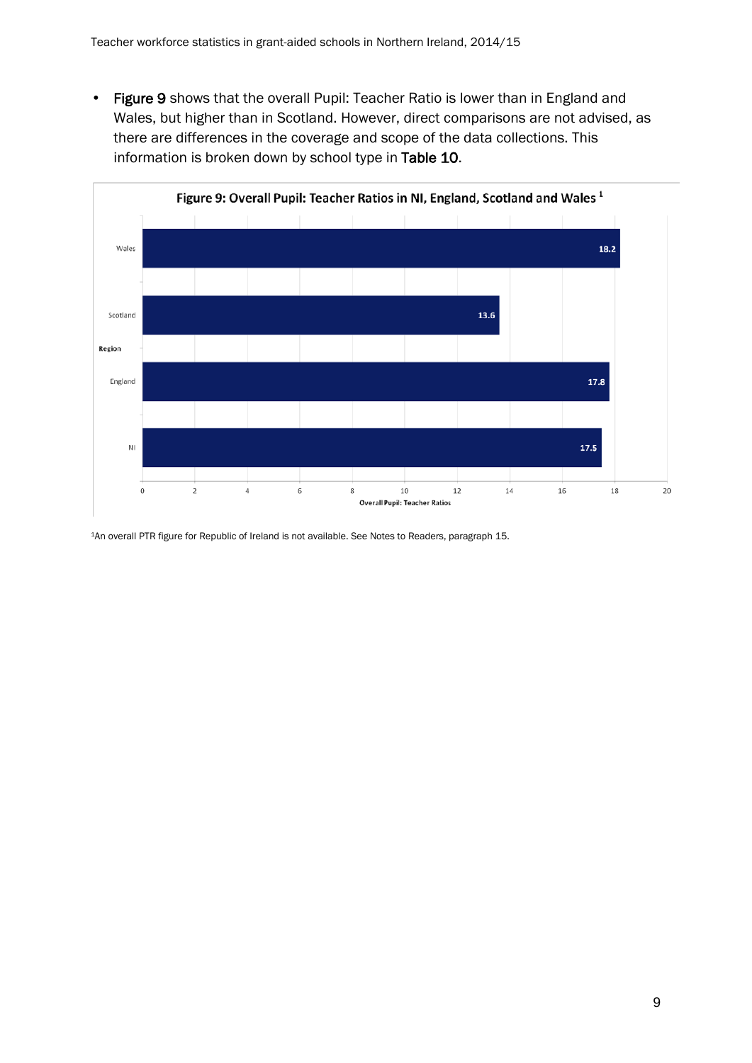- **Figure 9** shows that the overall Pupil: Teacher Ratio is lower than in England and Wales, but higher than in Scotland. However, direct comparisons are not advised, as there are differences in the coverage and scope of the data collections. This information is broken down by school type in **Table 10**.

**Figure 9: Overall Pupil: Teacher Ratios in NI, England, Scotland and Wales [1]**

| Region | Overall Pupil: Teacher Ratios |
|---|---|
| Wales | 18.2 |
| Scotland | 13.6 |
| England | 17.8 |
| NI | 17.5 |

[1]An overall PTR figure for Republic of Ireland is not available. See Notes to Readers, paragraph 15.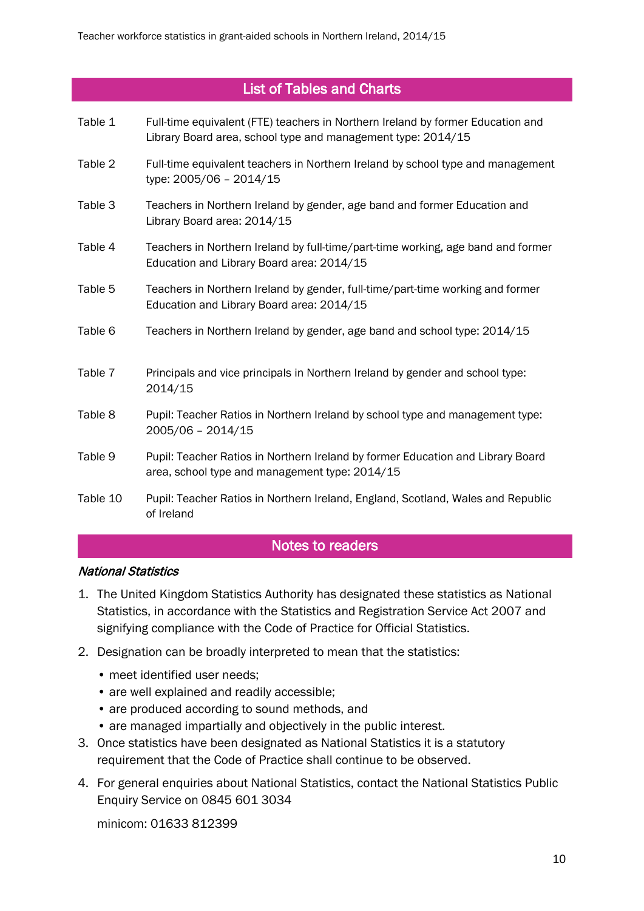## List of Tables and Charts

| | |
|---|---|
| Table 1 | Full-time equivalent (FTE) teachers in Northern Ireland by former Education and Library Board area, school type and management type: 2014/15 |
| Table 2 | Full-time equivalent teachers in Northern Ireland by school type and management type: 2005/06 – 2014/15 |
| Table 3 | Teachers in Northern Ireland by gender, age band and former Education and Library Board area: 2014/15 |
| Table 4 | Teachers in Northern Ireland by full-time/part-time working, age band and former Education and Library Board area: 2014/15 |
| Table 5 | Teachers in Northern Ireland by gender, full-time/part-time working and former Education and Library Board area: 2014/15 |
| Table 6 | Teachers in Northern Ireland by gender, age band and school type: 2014/15 |
| Table 7 | Principals and vice principals in Northern Ireland by gender and school type: 2014/15 |
| Table 8 | Pupil: Teacher Ratios in Northern Ireland by school type and management type: 2005/06 – 2014/15 |
| Table 9 | Pupil: Teacher Ratios in Northern Ireland by former Education and Library Board area, school type and management type: 2014/15 |
| Table 10 | Pupil: Teacher Ratios in Northern Ireland, England, Scotland, Wales and Republic of Ireland |

## Notes to readers

### *National Statistics*

1. The United Kingdom Statistics Authority has designated these statistics as National Statistics, in accordance with the Statistics and Registration Service Act 2007 and signifying compliance with the Code of Practice for Official Statistics.
2. Designation can be broadly interpreted to mean that the statistics:
   - meet identified user needs;
   - are well explained and readily accessible;
   - are produced according to sound methods, and
   - are managed impartially and objectively in the public interest.
3. Once statistics have been designated as National Statistics it is a statutory requirement that the Code of Practice shall continue to be observed.
4. For general enquiries about National Statistics, contact the National Statistics Public Enquiry Service on 0845 601 3034

   minicom: 01633 812399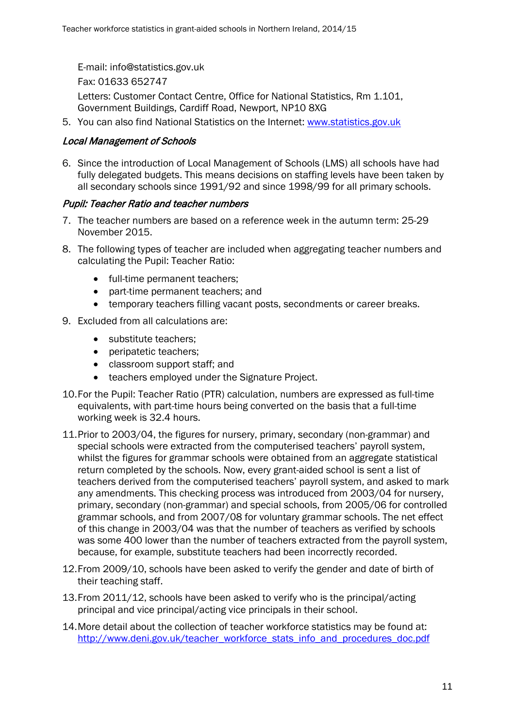E-mail: info@statistics.gov.uk

Fax: 01633 652747

Letters: Customer Contact Centre, Office for National Statistics, Rm 1.101, Government Buildings, Cardiff Road, Newport, NP10 8XG

5. You can also find National Statistics on the Internet: [www.statistics.gov.uk](http://www.statistics.gov.uk)

### *Local Management of Schools*

6. Since the introduction of Local Management of Schools (LMS) all schools have had fully delegated budgets. This means decisions on staffing levels have been taken by all secondary schools since 1991/92 and since 1998/99 for all primary schools.

### *Pupil: Teacher Ratio and teacher numbers*

7. The teacher numbers are based on a reference week in the autumn term: 25-29 November 2015.

8. The following types of teacher are included when aggregating teacher numbers and calculating the Pupil: Teacher Ratio:

   - full-time permanent teachers;
   - part-time permanent teachers; and
   - temporary teachers filling vacant posts, secondments or career breaks.

9. Excluded from all calculations are:

   - substitute teachers;
   - peripatetic teachers;
   - classroom support staff; and
   - teachers employed under the Signature Project.

10. For the Pupil: Teacher Ratio (PTR) calculation, numbers are expressed as full-time equivalents, with part-time hours being converted on the basis that a full-time working week is 32.4 hours.

11. Prior to 2003/04, the figures for nursery, primary, secondary (non-grammar) and special schools were extracted from the computerised teachers' payroll system, whilst the figures for grammar schools were obtained from an aggregate statistical return completed by the schools. Now, every grant-aided school is sent a list of teachers derived from the computerised teachers' payroll system, and asked to mark any amendments. This checking process was introduced from 2003/04 for nursery, primary, secondary (non-grammar) and special schools, from 2005/06 for controlled grammar schools, and from 2007/08 for voluntary grammar schools. The net effect of this change in 2003/04 was that the number of teachers as verified by schools was some 400 lower than the number of teachers extracted from the payroll system, because, for example, substitute teachers had been incorrectly recorded.

12. From 2009/10, schools have been asked to verify the gender and date of birth of their teaching staff.

13. From 2011/12, schools have been asked to verify who is the principal/acting principal and vice principal/acting vice principals in their school.

14. More detail about the collection of teacher workforce statistics may be found at: [http://www.deni.gov.uk/teacher_workforce_stats_info_and_procedures_doc.pdf](http://www.deni.gov.uk/teacher_workforce_stats_info_and_procedures_doc.pdf)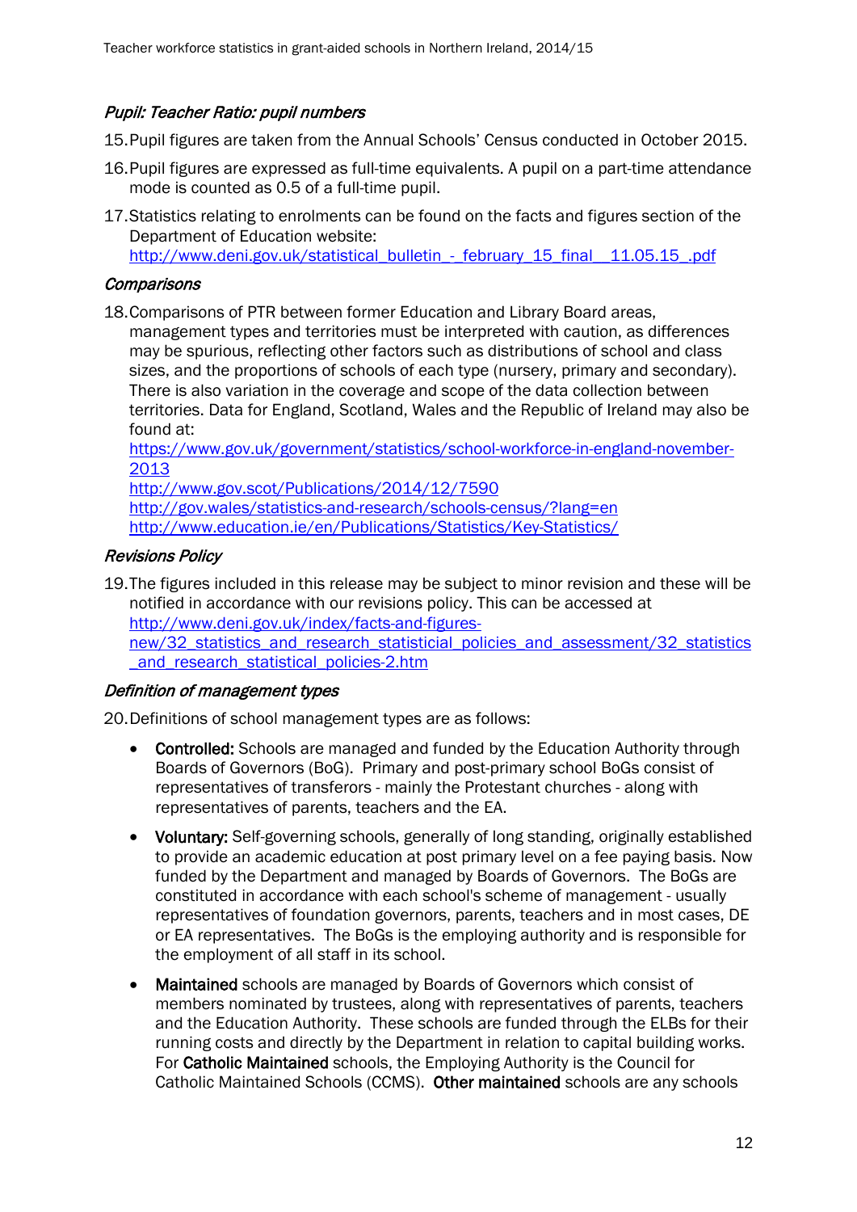### *Pupil: Teacher Ratio: pupil numbers*

15. Pupil figures are taken from the Annual Schools' Census conducted in October 2015.
16. Pupil figures are expressed as full-time equivalents. A pupil on a part-time attendance mode is counted as 0.5 of a full-time pupil.
17. Statistics relating to enrolments can be found on the facts and figures section of the Department of Education website:
 http://www.deni.gov.uk/statistical_bulletin_-_february_15_final__11.05.15_.pdf

### *Comparisons*

18. Comparisons of PTR between former Education and Library Board areas, management types and territories must be interpreted with caution, as differences may be spurious, reflecting other factors such as distributions of school and class sizes, and the proportions of schools of each type (nursery, primary and secondary). There is also variation in the coverage and scope of the data collection between territories. Data for England, Scotland, Wales and the Republic of Ireland may also be found at:
 https://www.gov.uk/government/statistics/school-workforce-in-england-november-2013
 http://www.gov.scot/Publications/2014/12/7590
 http://gov.wales/statistics-and-research/schools-census/?lang=en
 http://www.education.ie/en/Publications/Statistics/Key-Statistics/

### *Revisions Policy*

19. The figures included in this release may be subject to minor revision and these will be notified in accordance with our revisions policy. This can be accessed at
 http://www.deni.gov.uk/index/facts-and-figures-new/32_statistics_and_research_statisticial_policies_and_assessment/32_statistics_and_research_statistical_policies-2.htm

### *Definition of management types*

20. Definitions of school management types are as follows:

- **Controlled:** Schools are managed and funded by the Education Authority through Boards of Governors (BoG). Primary and post-primary school BoGs consist of representatives of transferors - mainly the Protestant churches - along with representatives of parents, teachers and the EA.
- **Voluntary:** Self-governing schools, generally of long standing, originally established to provide an academic education at post primary level on a fee paying basis. Now funded by the Department and managed by Boards of Governors. The BoGs are constituted in accordance with each school's scheme of management - usually representatives of foundation governors, parents, teachers and in most cases, DE or EA representatives. The BoGs is the employing authority and is responsible for the employment of all staff in its school.
- **Maintained** schools are managed by Boards of Governors which consist of members nominated by trustees, along with representatives of parents, teachers and the Education Authority. These schools are funded through the ELBs for their running costs and directly by the Department in relation to capital building works. For **Catholic Maintained** schools, the Employing Authority is the Council for Catholic Maintained Schools (CCMS). **Other maintained** schools are any schools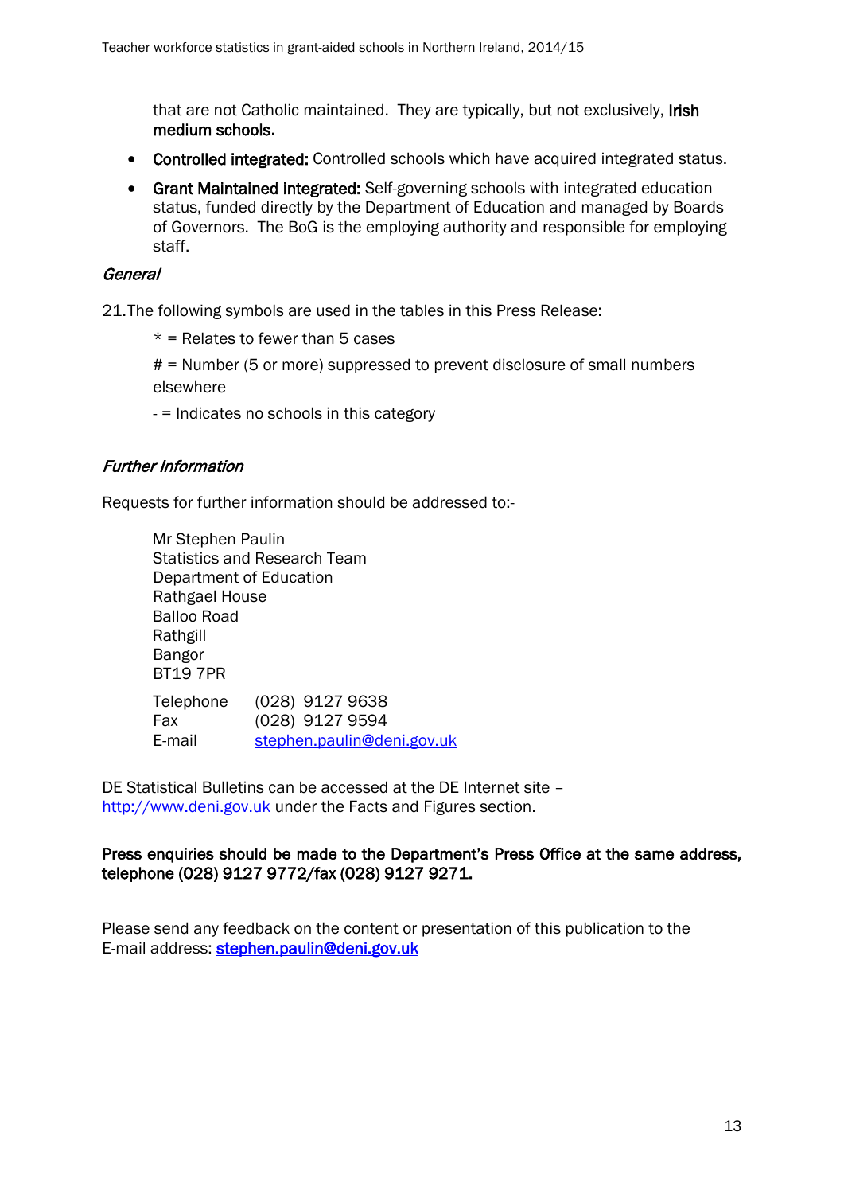that are not Catholic maintained. They are typically, but not exclusively, **Irish medium schools**.

- **Controlled integrated:** Controlled schools which have acquired integrated status.
- **Grant Maintained integrated:** Self-governing schools with integrated education status, funded directly by the Department of Education and managed by Boards of Governors. The BoG is the employing authority and responsible for employing staff.

### *General*

21. The following symbols are used in the tables in this Press Release:

   * = Relates to fewer than 5 cases

   # = Number (5 or more) suppressed to prevent disclosure of small numbers elsewhere

   - = Indicates no schools in this category

### *Further Information*

Requests for further information should be addressed to:-

Mr Stephen Paulin
Statistics and Research Team
Department of Education
Rathgael House
Balloo Road
Rathgill
Bangor
BT19 7PR

| | |
|---|---|
| Telephone | (028) 9127 9638 |
| Fax | (028) 9127 9594 |
| E-mail | stephen.paulin@deni.gov.uk |

DE Statistical Bulletins can be accessed at the DE Internet site – http://www.deni.gov.uk under the Facts and Figures section.

**Press enquiries should be made to the Department's Press Office at the same address, telephone (028) 9127 9772/fax (028) 9127 9271.**

Please send any feedback on the content or presentation of this publication to the E-mail address: **stephen.paulin@deni.gov.uk**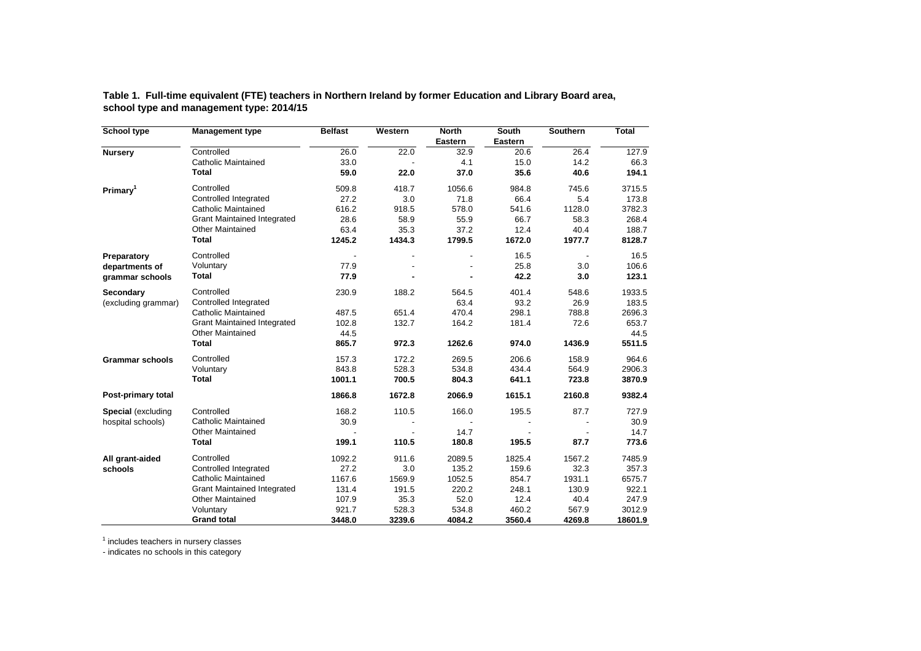**Table 1. Full-time equivalent (FTE) teachers in Northern Ireland by former Education and Library Board area, school type and management type: 2014/15**

| School type | Management type | Belfast | Western | North Eastern | South Eastern | Southern | Total |
|---|---|---|---|---|---|---|---|
| **Nursery** | Controlled | 26.0 | 22.0 | 32.9 | 20.6 | 26.4 | 127.9 |
| | Catholic Maintained | 33.0 | - | 4.1 | 15.0 | 14.2 | 66.3 |
| | **Total** | **59.0** | **22.0** | **37.0** | **35.6** | **40.6** | **194.1** |
| **Primary**[1] | Controlled | 509.8 | 418.7 | 1056.6 | 984.8 | 745.6 | 3715.5 |
| | Controlled Integrated | 27.2 | 3.0 | 71.8 | 66.4 | 5.4 | 173.8 |
| | Catholic Maintained | 616.2 | 918.5 | 578.0 | 541.6 | 1128.0 | 3782.3 |
| | Grant Maintained Integrated | 28.6 | 58.9 | 55.9 | 66.7 | 58.3 | 268.4 |
| | Other Maintained | 63.4 | 35.3 | 37.2 | 12.4 | 40.4 | 188.7 |
| | **Total** | **1245.2** | **1434.3** | **1799.5** | **1672.0** | **1977.7** | **8128.7** |
| **Preparatory departments of grammar schools** | Controlled | - | - | - | 16.5 | - | 16.5 |
| | Voluntary | 77.9 | - | - | 25.8 | 3.0 | 106.6 |
| | **Total** | **77.9** | **-** | **-** | **42.2** | **3.0** | **123.1** |
| **Secondary** (excluding grammar) | Controlled | 230.9 | 188.2 | 564.5 | 401.4 | 548.6 | 1933.5 |
| | Controlled Integrated | | | 63.4 | 93.2 | 26.9 | 183.5 |
| | Catholic Maintained | 487.5 | 651.4 | 470.4 | 298.1 | 788.8 | 2696.3 |
| | Grant Maintained Integrated | 102.8 | 132.7 | 164.2 | 181.4 | 72.6 | 653.7 |
| | Other Maintained | 44.5 | | | | | 44.5 |
| | **Total** | **865.7** | **972.3** | **1262.6** | **974.0** | **1436.9** | **5511.5** |
| **Grammar schools** | Controlled | 157.3 | 172.2 | 269.5 | 206.6 | 158.9 | 964.6 |
| | Voluntary | 843.8 | 528.3 | 534.8 | 434.4 | 564.9 | 2906.3 |
| | **Total** | **1001.1** | **700.5** | **804.3** | **641.1** | **723.8** | **3870.9** |
| **Post-primary total** | | **1866.8** | **1672.8** | **2066.9** | **1615.1** | **2160.8** | **9382.4** |
| **Special** (excluding hospital schools) | Controlled | 168.2 | 110.5 | 166.0 | 195.5 | 87.7 | 727.9 |
| | Catholic Maintained | 30.9 | - | - | - | - | 30.9 |
| | Other Maintained | - | - | 14.7 | - | - | 14.7 |
| | **Total** | **199.1** | **110.5** | **180.8** | **195.5** | **87.7** | **773.6** |
| **All grant-aided schools** | Controlled | 1092.2 | 911.6 | 2089.5 | 1825.4 | 1567.2 | 7485.9 |
| | Controlled Integrated | 27.2 | 3.0 | 135.2 | 159.6 | 32.3 | 357.3 |
| | Catholic Maintained | 1167.6 | 1569.9 | 1052.5 | 854.7 | 1931.1 | 6575.7 |
| | Grant Maintained Integrated | 131.4 | 191.5 | 220.2 | 248.1 | 130.9 | 922.1 |
| | Other Maintained | 107.9 | 35.3 | 52.0 | 12.4 | 40.4 | 247.9 |
| | Voluntary | 921.7 | 528.3 | 534.8 | 460.2 | 567.9 | 3012.9 |
| | **Grand total** | **3448.0** | **3239.6** | **4084.2** | **3560.4** | **4269.8** | **18601.9** |

[1] includes teachers in nursery classes

\- indicates no schools in this category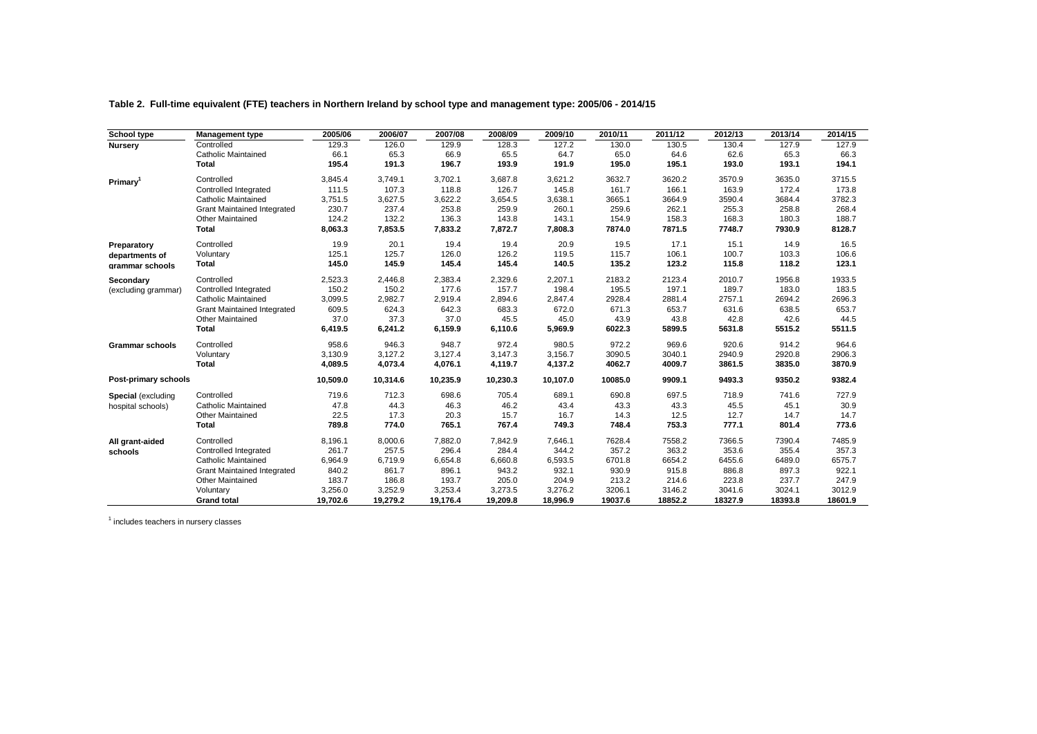**Table 2. Full-time equivalent (FTE) teachers in Northern Ireland by school type and management type: 2005/06 - 2014/15**

| School type | Management type | 2005/06 | 2006/07 | 2007/08 | 2008/09 | 2009/10 | 2010/11 | 2011/12 | 2012/13 | 2013/14 | 2014/15 |
|---|---|---|---|---|---|---|---|---|---|---|---|
| **Nursery** | Controlled | 129.3 | 126.0 | 129.9 | 128.3 | 127.2 | 130.0 | 130.5 | 130.4 | 127.9 | 127.9 |
| | Catholic Maintained | 66.1 | 65.3 | 66.9 | 65.5 | 64.7 | 65.0 | 64.6 | 62.6 | 65.3 | 66.3 |
| | **Total** | **195.4** | **191.3** | **196.7** | **193.9** | **191.9** | **195.0** | **195.1** | **193.0** | **193.1** | **194.1** |
| **Primary**[1] | Controlled | 3,845.4 | 3,749.1 | 3,702.1 | 3,687.8 | 3,621.2 | 3632.7 | 3620.2 | 3570.9 | 3635.0 | 3715.5 |
| | Controlled Integrated | 111.5 | 107.3 | 118.8 | 126.7 | 145.8 | 161.7 | 166.1 | 163.9 | 172.4 | 173.8 |
| | Catholic Maintained | 3,751.5 | 3,627.5 | 3,622.2 | 3,654.5 | 3,638.1 | 3665.1 | 3664.9 | 3590.4 | 3684.4 | 3782.3 |
| | Grant Maintained Integrated | 230.7 | 237.4 | 253.8 | 259.9 | 260.1 | 259.6 | 262.1 | 255.3 | 258.8 | 268.4 |
| | Other Maintained | 124.2 | 132.2 | 136.3 | 143.8 | 143.1 | 154.9 | 158.3 | 168.3 | 180.3 | 188.7 |
| | **Total** | **8,063.3** | **7,853.5** | **7,833.2** | **7,872.7** | **7,808.3** | **7874.0** | **7871.5** | **7748.7** | **7930.9** | **8128.7** |
| **Preparatory departments of grammar schools** | Controlled | 19.9 | 20.1 | 19.4 | 19.4 | 20.9 | 19.5 | 17.1 | 15.1 | 14.9 | 16.5 |
| | Voluntary | 125.1 | 125.7 | 126.0 | 126.2 | 119.5 | 115.7 | 106.1 | 100.7 | 103.3 | 106.6 |
| | **Total** | **145.0** | **145.9** | **145.4** | **145.4** | **140.5** | **135.2** | **123.2** | **115.8** | **118.2** | **123.1** |
| **Secondary** (excluding grammar) | Controlled | 2,523.3 | 2,446.8 | 2,383.4 | 2,329.6 | 2,207.1 | 2183.2 | 2123.4 | 2010.7 | 1956.8 | 1933.5 |
| | Controlled Integrated | 150.2 | 150.2 | 177.6 | 157.7 | 198.4 | 195.5 | 197.1 | 189.7 | 183.0 | 183.5 |
| | Catholic Maintained | 3,099.5 | 2,982.7 | 2,919.4 | 2,894.6 | 2,847.4 | 2928.4 | 2881.4 | 2757.1 | 2694.2 | 2696.3 |
| | Grant Maintained Integrated | 609.5 | 624.3 | 642.3 | 683.3 | 672.0 | 671.3 | 653.7 | 631.6 | 638.5 | 653.7 |
| | Other Maintained | 37.0 | 37.3 | 37.0 | 45.5 | 45.0 | 43.9 | 43.8 | 42.8 | 42.6 | 44.5 |
| | **Total** | **6,419.5** | **6,241.2** | **6,159.9** | **6,110.6** | **5,969.9** | **6022.3** | **5899.5** | **5631.8** | **5515.2** | **5511.5** |
| **Grammar schools** | Controlled | 958.6 | 946.3 | 948.7 | 972.4 | 980.5 | 972.2 | 969.6 | 920.6 | 914.2 | 964.6 |
| | Voluntary | 3,130.9 | 3,127.2 | 3,127.4 | 3,147.3 | 3,156.7 | 3090.5 | 3040.1 | 2940.9 | 2920.8 | 2906.3 |
| | **Total** | **4,089.5** | **4,073.4** | **4,076.1** | **4,119.7** | **4,137.2** | **4062.7** | **4009.7** | **3861.5** | **3835.0** | **3870.9** |
| **Post-primary schools** | | **10,509.0** | **10,314.6** | **10,235.9** | **10,230.3** | **10,107.0** | **10085.0** | **9909.1** | **9493.3** | **9350.2** | **9382.4** |
| **Special** (excluding hospital schools) | Controlled | 719.6 | 712.3 | 698.6 | 705.4 | 689.1 | 690.8 | 697.5 | 718.9 | 741.6 | 727.9 |
| | Catholic Maintained | 47.8 | 44.3 | 46.3 | 46.2 | 43.4 | 43.3 | 43.3 | 45.5 | 45.1 | 30.9 |
| | Other Maintained | 22.5 | 17.3 | 20.3 | 15.7 | 16.7 | 14.3 | 12.5 | 12.7 | 14.7 | 14.7 |
| | **Total** | **789.8** | **774.0** | **765.1** | **767.4** | **749.3** | **748.4** | **753.3** | **777.1** | **801.4** | **773.6** |
| **All grant-aided schools** | Controlled | 8,196.1 | 8,000.6 | 7,882.0 | 7,842.9 | 7,646.1 | 7628.4 | 7558.2 | 7366.5 | 7390.4 | 7485.9 |
| | Controlled Integrated | 261.7 | 257.5 | 296.4 | 284.4 | 344.2 | 357.2 | 363.2 | 353.6 | 355.4 | 357.3 |
| | Catholic Maintained | 6,964.9 | 6,719.9 | 6,654.8 | 6,660.8 | 6,593.5 | 6701.8 | 6654.2 | 6455.6 | 6489.0 | 6575.7 |
| | Grant Maintained Integrated | 840.2 | 861.7 | 896.1 | 943.2 | 932.1 | 930.9 | 915.8 | 886.8 | 897.3 | 922.1 |
| | Other Maintained | 183.7 | 186.8 | 193.7 | 205.0 | 204.9 | 213.2 | 214.6 | 223.8 | 237.7 | 247.9 |
| | Voluntary | 3,256.0 | 3,252.9 | 3,253.4 | 3,273.5 | 3,276.2 | 3206.1 | 3146.2 | 3041.6 | 3024.1 | 3012.9 |
| | **Grand total** | **19,702.6** | **19,279.2** | **19,176.4** | **19,209.8** | **18,996.9** | **19037.6** | **18852.2** | **18327.9** | **18393.8** | **18601.9** |

[1] includes teachers in nursery classes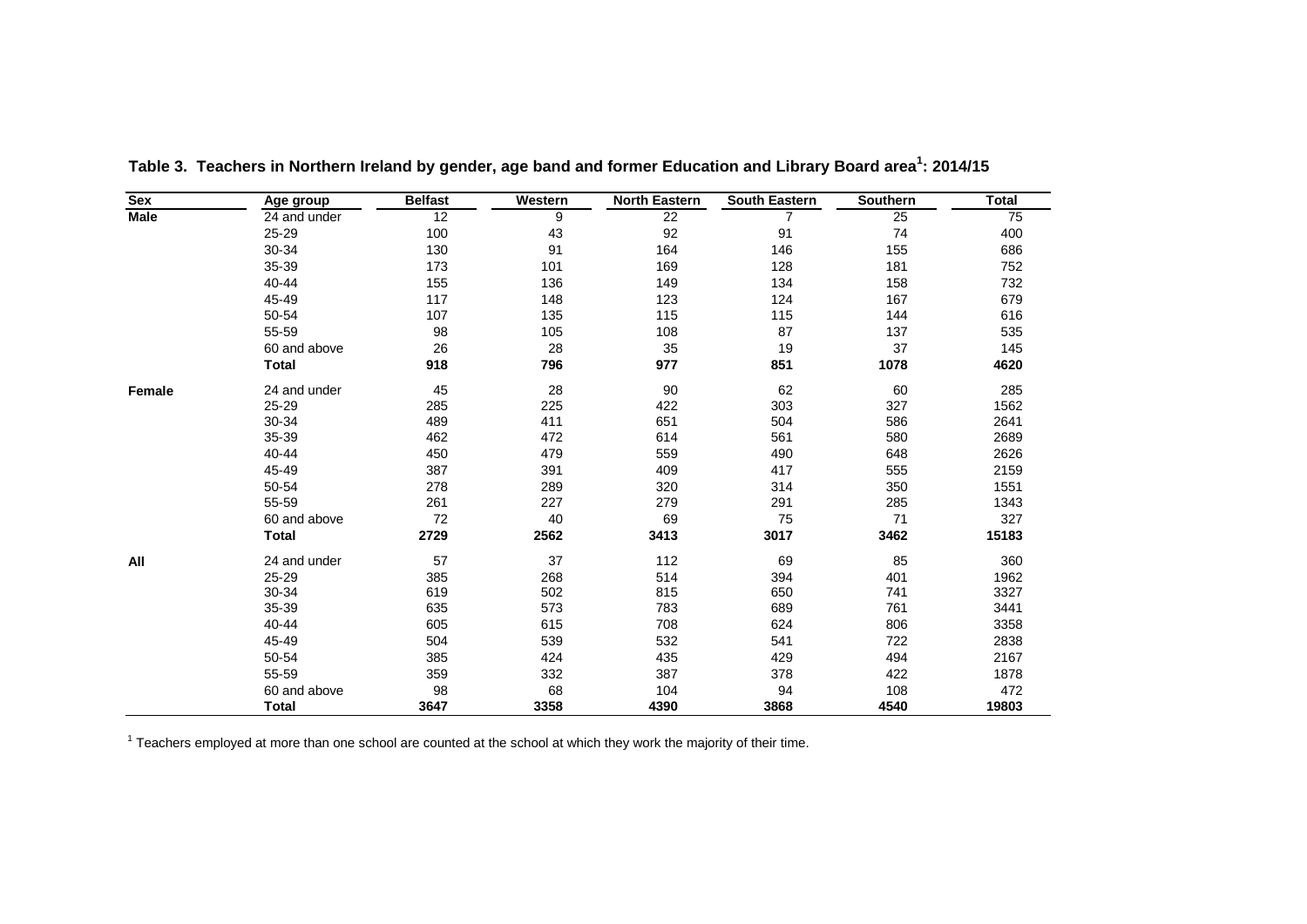**Table 3. Teachers in Northern Ireland by gender, age band and former Education and Library Board area[1]: 2014/15**

| Sex | Age group | Belfast | Western | North Eastern | South Eastern | Southern | Total |
|---|---|---|---|---|---|---|---|
| **Male** | 24 and under | 12 | 9 | 22 | 7 | 25 | 75 |
| | 25-29 | 100 | 43 | 92 | 91 | 74 | 400 |
| | 30-34 | 130 | 91 | 164 | 146 | 155 | 686 |
| | 35-39 | 173 | 101 | 169 | 128 | 181 | 752 |
| | 40-44 | 155 | 136 | 149 | 134 | 158 | 732 |
| | 45-49 | 117 | 148 | 123 | 124 | 167 | 679 |
| | 50-54 | 107 | 135 | 115 | 115 | 144 | 616 |
| | 55-59 | 98 | 105 | 108 | 87 | 137 | 535 |
| | 60 and above | 26 | 28 | 35 | 19 | 37 | 145 |
| | **Total** | **918** | **796** | **977** | **851** | **1078** | **4620** |
| **Female** | 24 and under | 45 | 28 | 90 | 62 | 60 | 285 |
| | 25-29 | 285 | 225 | 422 | 303 | 327 | 1562 |
| | 30-34 | 489 | 411 | 651 | 504 | 586 | 2641 |
| | 35-39 | 462 | 472 | 614 | 561 | 580 | 2689 |
| | 40-44 | 450 | 479 | 559 | 490 | 648 | 2626 |
| | 45-49 | 387 | 391 | 409 | 417 | 555 | 2159 |
| | 50-54 | 278 | 289 | 320 | 314 | 350 | 1551 |
| | 55-59 | 261 | 227 | 279 | 291 | 285 | 1343 |
| | 60 and above | 72 | 40 | 69 | 75 | 71 | 327 |
| | **Total** | **2729** | **2562** | **3413** | **3017** | **3462** | **15183** |
| **All** | 24 and under | 57 | 37 | 112 | 69 | 85 | 360 |
| | 25-29 | 385 | 268 | 514 | 394 | 401 | 1962 |
| | 30-34 | 619 | 502 | 815 | 650 | 741 | 3327 |
| | 35-39 | 635 | 573 | 783 | 689 | 761 | 3441 |
| | 40-44 | 605 | 615 | 708 | 624 | 806 | 3358 |
| | 45-49 | 504 | 539 | 532 | 541 | 722 | 2838 |
| | 50-54 | 385 | 424 | 435 | 429 | 494 | 2167 |
| | 55-59 | 359 | 332 | 387 | 378 | 422 | 1878 |
| | 60 and above | 98 | 68 | 104 | 94 | 108 | 472 |
| | **Total** | **3647** | **3358** | **4390** | **3868** | **4540** | **19803** |

[1] Teachers employed at more than one school are counted at the school at which they work the majority of their time.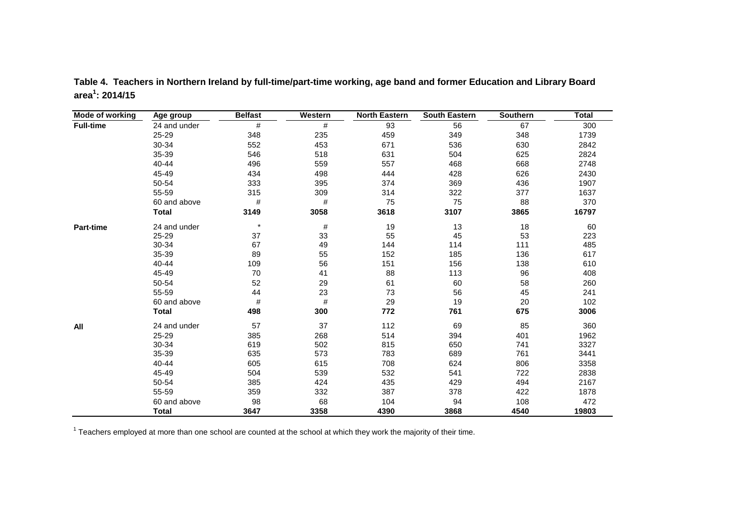**Table 4. Teachers in Northern Ireland by full-time/part-time working, age band and former Education and Library Board area[1]: 2014/15**

| Mode of working | Age group | Belfast | Western | North Eastern | South Eastern | Southern | Total |
|---|---|---|---|---|---|---|---|
| **Full-time** | 24 and under | # | # | 93 | 56 | 67 | 300 |
| | 25-29 | 348 | 235 | 459 | 349 | 348 | 1739 |
| | 30-34 | 552 | 453 | 671 | 536 | 630 | 2842 |
| | 35-39 | 546 | 518 | 631 | 504 | 625 | 2824 |
| | 40-44 | 496 | 559 | 557 | 468 | 668 | 2748 |
| | 45-49 | 434 | 498 | 444 | 428 | 626 | 2430 |
| | 50-54 | 333 | 395 | 374 | 369 | 436 | 1907 |
| | 55-59 | 315 | 309 | 314 | 322 | 377 | 1637 |
| | 60 and above | # | # | 75 | 75 | 88 | 370 |
| | **Total** | **3149** | **3058** | **3618** | **3107** | **3865** | **16797** |
| **Part-time** | 24 and under | * | # | 19 | 13 | 18 | 60 |
| | 25-29 | 37 | 33 | 55 | 45 | 53 | 223 |
| | 30-34 | 67 | 49 | 144 | 114 | 111 | 485 |
| | 35-39 | 89 | 55 | 152 | 185 | 136 | 617 |
| | 40-44 | 109 | 56 | 151 | 156 | 138 | 610 |
| | 45-49 | 70 | 41 | 88 | 113 | 96 | 408 |
| | 50-54 | 52 | 29 | 61 | 60 | 58 | 260 |
| | 55-59 | 44 | 23 | 73 | 56 | 45 | 241 |
| | 60 and above | # | # | 29 | 19 | 20 | 102 |
| | **Total** | **498** | **300** | **772** | **761** | **675** | **3006** |
| **All** | 24 and under | 57 | 37 | 112 | 69 | 85 | 360 |
| | 25-29 | 385 | 268 | 514 | 394 | 401 | 1962 |
| | 30-34 | 619 | 502 | 815 | 650 | 741 | 3327 |
| | 35-39 | 635 | 573 | 783 | 689 | 761 | 3441 |
| | 40-44 | 605 | 615 | 708 | 624 | 806 | 3358 |
| | 45-49 | 504 | 539 | 532 | 541 | 722 | 2838 |
| | 50-54 | 385 | 424 | 435 | 429 | 494 | 2167 |
| | 55-59 | 359 | 332 | 387 | 378 | 422 | 1878 |
| | 60 and above | 98 | 68 | 104 | 94 | 108 | 472 |
| | **Total** | **3647** | **3358** | **4390** | **3868** | **4540** | **19803** |

[1] Teachers employed at more than one school are counted at the school at which they work the majority of their time.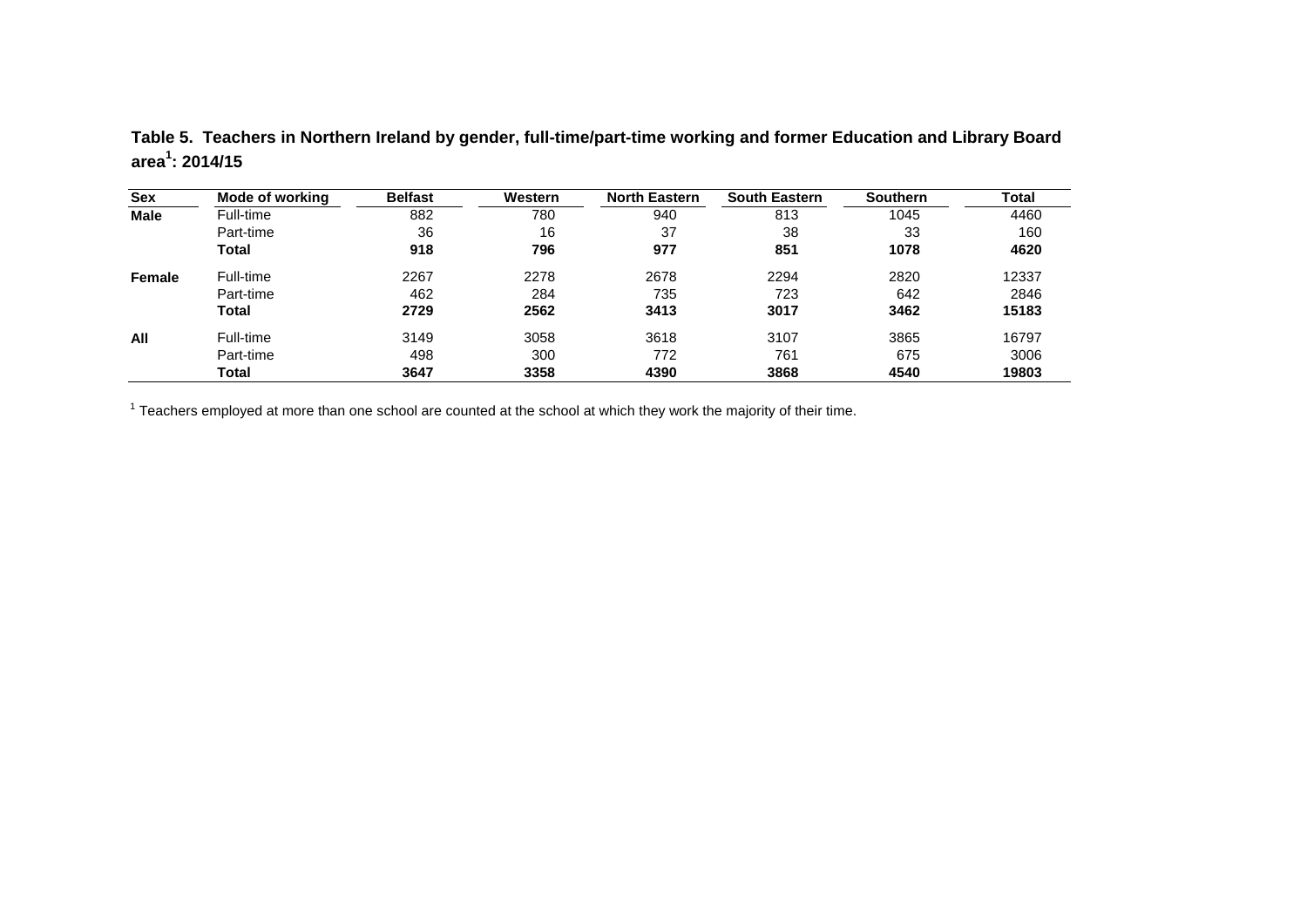**Table 5. Teachers in Northern Ireland by gender, full-time/part-time working and former Education and Library Board area[1]: 2014/15**

| Sex | Mode of working | Belfast | Western | North Eastern | South Eastern | Southern | Total |
|---|---|---|---|---|---|---|---|
| **Male** | Full-time | 882 | 780 | 940 | 813 | 1045 | 4460 |
| | Part-time | 36 | 16 | 37 | 38 | 33 | 160 |
| | **Total** | **918** | **796** | **977** | **851** | **1078** | **4620** |
| **Female** | Full-time | 2267 | 2278 | 2678 | 2294 | 2820 | 12337 |
| | Part-time | 462 | 284 | 735 | 723 | 642 | 2846 |
| | **Total** | **2729** | **2562** | **3413** | **3017** | **3462** | **15183** |
| **All** | Full-time | 3149 | 3058 | 3618 | 3107 | 3865 | 16797 |
| | Part-time | 498 | 300 | 772 | 761 | 675 | 3006 |
| | **Total** | **3647** | **3358** | **4390** | **3868** | **4540** | **19803** |

[1] Teachers employed at more than one school are counted at the school at which they work the majority of their time.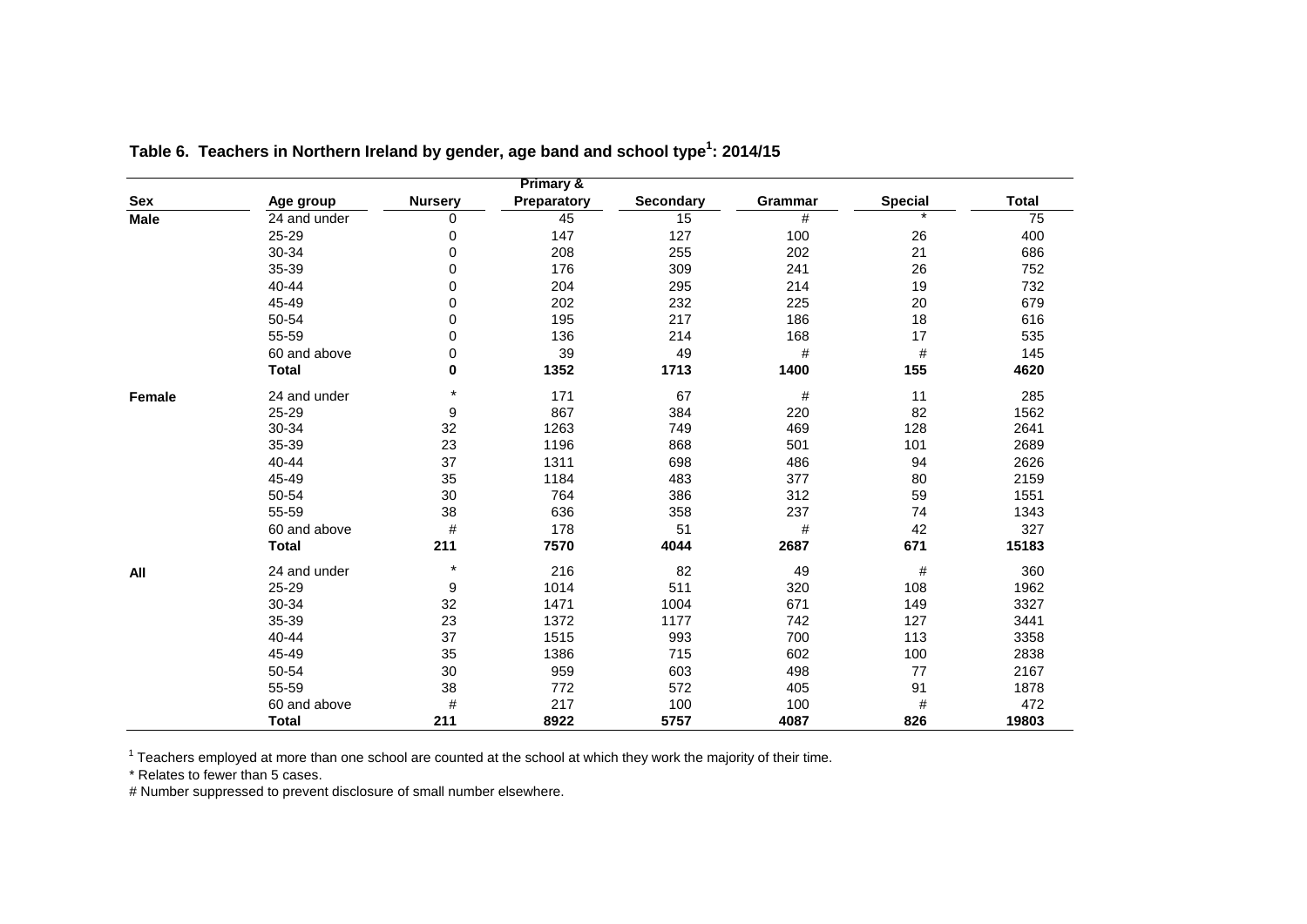**Table 6. Teachers in Northern Ireland by gender, age band and school type[1]: 2014/15**

| Sex | Age group | Nursery | Primary & Preparatory | Secondary | Grammar | Special | Total |
|---|---|---|---|---|---|---|---|
| **Male** | 24 and under | 0 | 45 | 15 | # | * | 75 |
| | 25-29 | 0 | 147 | 127 | 100 | 26 | 400 |
| | 30-34 | 0 | 208 | 255 | 202 | 21 | 686 |
| | 35-39 | 0 | 176 | 309 | 241 | 26 | 752 |
| | 40-44 | 0 | 204 | 295 | 214 | 19 | 732 |
| | 45-49 | 0 | 202 | 232 | 225 | 20 | 679 |
| | 50-54 | 0 | 195 | 217 | 186 | 18 | 616 |
| | 55-59 | 0 | 136 | 214 | 168 | 17 | 535 |
| | 60 and above | 0 | 39 | 49 | # | # | 145 |
| | **Total** | **0** | **1352** | **1713** | **1400** | **155** | **4620** |
| **Female** | 24 and under | * | 171 | 67 | # | 11 | 285 |
| | 25-29 | 9 | 867 | 384 | 220 | 82 | 1562 |
| | 30-34 | 32 | 1263 | 749 | 469 | 128 | 2641 |
| | 35-39 | 23 | 1196 | 868 | 501 | 101 | 2689 |
| | 40-44 | 37 | 1311 | 698 | 486 | 94 | 2626 |
| | 45-49 | 35 | 1184 | 483 | 377 | 80 | 2159 |
| | 50-54 | 30 | 764 | 386 | 312 | 59 | 1551 |
| | 55-59 | 38 | 636 | 358 | 237 | 74 | 1343 |
| | 60 and above | # | 178 | 51 | # | 42 | 327 |
| | **Total** | **211** | **7570** | **4044** | **2687** | **671** | **15183** |
| **All** | 24 and under | * | 216 | 82 | 49 | # | 360 |
| | 25-29 | 9 | 1014 | 511 | 320 | 108 | 1962 |
| | 30-34 | 32 | 1471 | 1004 | 671 | 149 | 3327 |
| | 35-39 | 23 | 1372 | 1177 | 742 | 127 | 3441 |
| | 40-44 | 37 | 1515 | 993 | 700 | 113 | 3358 |
| | 45-49 | 35 | 1386 | 715 | 602 | 100 | 2838 |
| | 50-54 | 30 | 959 | 603 | 498 | 77 | 2167 |
| | 55-59 | 38 | 772 | 572 | 405 | 91 | 1878 |
| | 60 and above | # | 217 | 100 | 100 | # | 472 |
| | **Total** | **211** | **8922** | **5757** | **4087** | **826** | **19803** |

[1] Teachers employed at more than one school are counted at the school at which they work the majority of their time.

* Relates to fewer than 5 cases.

# Number suppressed to prevent disclosure of small number elsewhere.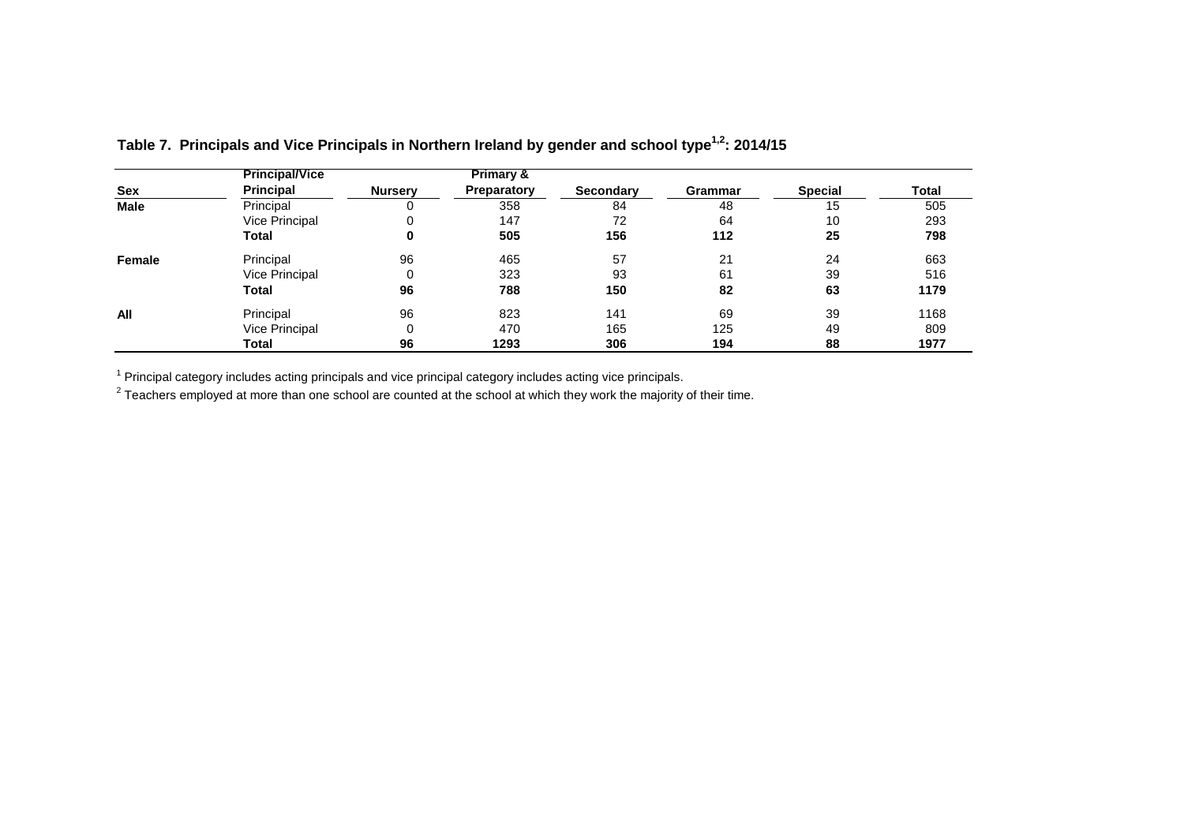**Table 7. Principals and Vice Principals in Northern Ireland by gender and school type[1,2]: 2014/15**

| Sex | Principal/Vice Principal | Nursery | Primary & Preparatory | Secondary | Grammar | Special | Total |
|---|---|---|---|---|---|---|---|
| **Male** | Principal | 0 | 358 | 84 | 48 | 15 | 505 |
| | Vice Principal | 0 | 147 | 72 | 64 | 10 | 293 |
| | **Total** | **0** | **505** | **156** | **112** | **25** | **798** |
| **Female** | Principal | 96 | 465 | 57 | 21 | 24 | 663 |
| | Vice Principal | 0 | 323 | 93 | 61 | 39 | 516 |
| | **Total** | **96** | **788** | **150** | **82** | **63** | **1179** |
| **All** | Principal | 96 | 823 | 141 | 69 | 39 | 1168 |
| | Vice Principal | 0 | 470 | 165 | 125 | 49 | 809 |
| | **Total** | **96** | **1293** | **306** | **194** | **88** | **1977** |

[1] Principal category includes acting principals and vice principal category includes acting vice principals.

[2] Teachers employed at more than one school are counted at the school at which they work the majority of their time.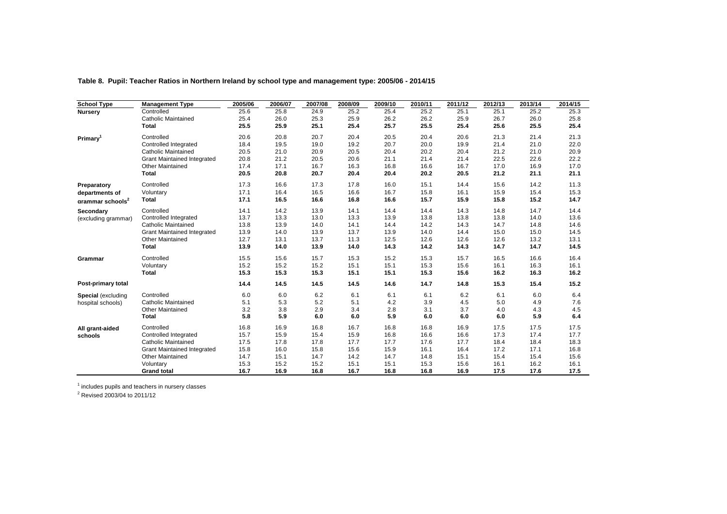**Table 8. Pupil: Teacher Ratios in Northern Ireland by school type and management type: 2005/06 - 2014/15**

| School Type | Management Type | 2005/06 | 2006/07 | 2007/08 | 2008/09 | 2009/10 | 2010/11 | 2011/12 | 2012/13 | 2013/14 | 2014/15 |
|---|---|---|---|---|---|---|---|---|---|---|---|
| **Nursery** | Controlled | 25.6 | 25.8 | 24.9 | 25.2 | 25.4 | 25.2 | 25.1 | 25.1 | 25.2 | 25.3 |
| | Catholic Maintained | 25.4 | 26.0 | 25.3 | 25.9 | 26.2 | 26.2 | 25.9 | 26.7 | 26.0 | 25.8 |
| | **Total** | **25.5** | **25.9** | **25.1** | **25.4** | **25.7** | **25.5** | **25.4** | **25.6** | **25.5** | **25.4** |
| **Primary[1]** | Controlled | 20.6 | 20.8 | 20.7 | 20.4 | 20.5 | 20.4 | 20.6 | 21.3 | 21.4 | 21.3 |
| | Controlled Integrated | 18.4 | 19.5 | 19.0 | 19.2 | 20.7 | 20.0 | 19.9 | 21.4 | 21.0 | 22.0 |
| | Catholic Maintained | 20.5 | 21.0 | 20.9 | 20.5 | 20.4 | 20.2 | 20.4 | 21.2 | 21.0 | 20.9 |
| | Grant Maintained Integrated | 20.8 | 21.2 | 20.5 | 20.6 | 21.1 | 21.4 | 21.4 | 22.5 | 22.6 | 22.2 |
| | Other Maintained | 17.4 | 17.1 | 16.7 | 16.3 | 16.8 | 16.6 | 16.7 | 17.0 | 16.9 | 17.0 |
| | **Total** | **20.5** | **20.8** | **20.7** | **20.4** | **20.4** | **20.2** | **20.5** | **21.2** | **21.1** | **21.1** |
| **Preparatory departments of grammar schools[2]** | Controlled | 17.3 | 16.6 | 17.3 | 17.8 | 16.0 | 15.1 | 14.4 | 15.6 | 14.2 | 11.3 |
| | Voluntary | 17.1 | 16.4 | 16.5 | 16.6 | 16.7 | 15.8 | 16.1 | 15.9 | 15.4 | 15.3 |
| | **Total** | **17.1** | **16.5** | **16.6** | **16.8** | **16.6** | **15.7** | **15.9** | **15.8** | **15.2** | **14.7** |
| **Secondary** (excluding grammar) | Controlled | 14.1 | 14.2 | 13.9 | 14.1 | 14.4 | 14.4 | 14.3 | 14.8 | 14.7 | 14.4 |
| | Controlled Integrated | 13.7 | 13.3 | 13.0 | 13.3 | 13.9 | 13.8 | 13.8 | 13.8 | 14.0 | 13.6 |
| | Catholic Maintained | 13.8 | 13.9 | 14.0 | 14.1 | 14.4 | 14.2 | 14.3 | 14.7 | 14.8 | 14.6 |
| | Grant Maintained Integrated | 13.9 | 14.0 | 13.9 | 13.7 | 13.9 | 14.0 | 14.4 | 15.0 | 15.0 | 14.5 |
| | Other Maintained | 12.7 | 13.1 | 13.7 | 11.3 | 12.5 | 12.6 | 12.6 | 12.6 | 13.2 | 13.1 |
| | **Total** | **13.9** | **14.0** | **13.9** | **14.0** | **14.3** | **14.2** | **14.3** | **14.7** | **14.7** | **14.5** |
| **Grammar** | Controlled | 15.5 | 15.6 | 15.7 | 15.3 | 15.2 | 15.3 | 15.7 | 16.5 | 16.6 | 16.4 |
| | Voluntary | 15.2 | 15.2 | 15.2 | 15.1 | 15.1 | 15.3 | 15.6 | 16.1 | 16.3 | 16.1 |
| | **Total** | **15.3** | **15.3** | **15.3** | **15.1** | **15.1** | **15.3** | **15.6** | **16.2** | **16.3** | **16.2** |
| **Post-primary total** | | **14.4** | **14.5** | **14.5** | **14.5** | **14.6** | **14.7** | **14.8** | **15.3** | **15.4** | **15.2** |
| **Special** (excluding hospital schools) | Controlled | 6.0 | 6.0 | 6.2 | 6.1 | 6.1 | 6.1 | 6.2 | 6.1 | 6.0 | 6.4 |
| | Catholic Maintained | 5.1 | 5.3 | 5.2 | 5.1 | 4.2 | 3.9 | 4.5 | 5.0 | 4.9 | 7.6 |
| | Other Maintained | 3.2 | 3.8 | 2.9 | 3.4 | 2.8 | 3.1 | 3.7 | 4.0 | 4.3 | 4.5 |
| | **Total** | **5.8** | **5.9** | **6.0** | **6.0** | **5.9** | **6.0** | **6.0** | **6.0** | **5.9** | **6.4** |
| **All grant-aided schools** | Controlled | 16.8 | 16.9 | 16.8 | 16.7 | 16.8 | 16.8 | 16.9 | 17.5 | 17.5 | 17.5 |
| | Controlled Integrated | 15.7 | 15.9 | 15.4 | 15.9 | 16.8 | 16.6 | 16.6 | 17.3 | 17.4 | 17.7 |
| | Catholic Maintained | 17.5 | 17.8 | 17.8 | 17.7 | 17.7 | 17.6 | 17.7 | 18.4 | 18.4 | 18.3 |
| | Grant Maintained Integrated | 15.8 | 16.0 | 15.8 | 15.6 | 15.9 | 16.1 | 16.4 | 17.2 | 17.1 | 16.8 |
| | Other Maintained | 14.7 | 15.1 | 14.7 | 14.2 | 14.7 | 14.8 | 15.1 | 15.4 | 15.4 | 15.6 |
| | Voluntary | 15.3 | 15.2 | 15.2 | 15.1 | 15.1 | 15.3 | 15.6 | 16.1 | 16.2 | 16.1 |
| | **Grand total** | **16.7** | **16.9** | **16.8** | **16.7** | **16.8** | **16.8** | **16.9** | **17.5** | **17.6** | **17.5** |

[1] includes pupils and teachers in nursery classes

[2] Revised 2003/04 to 2011/12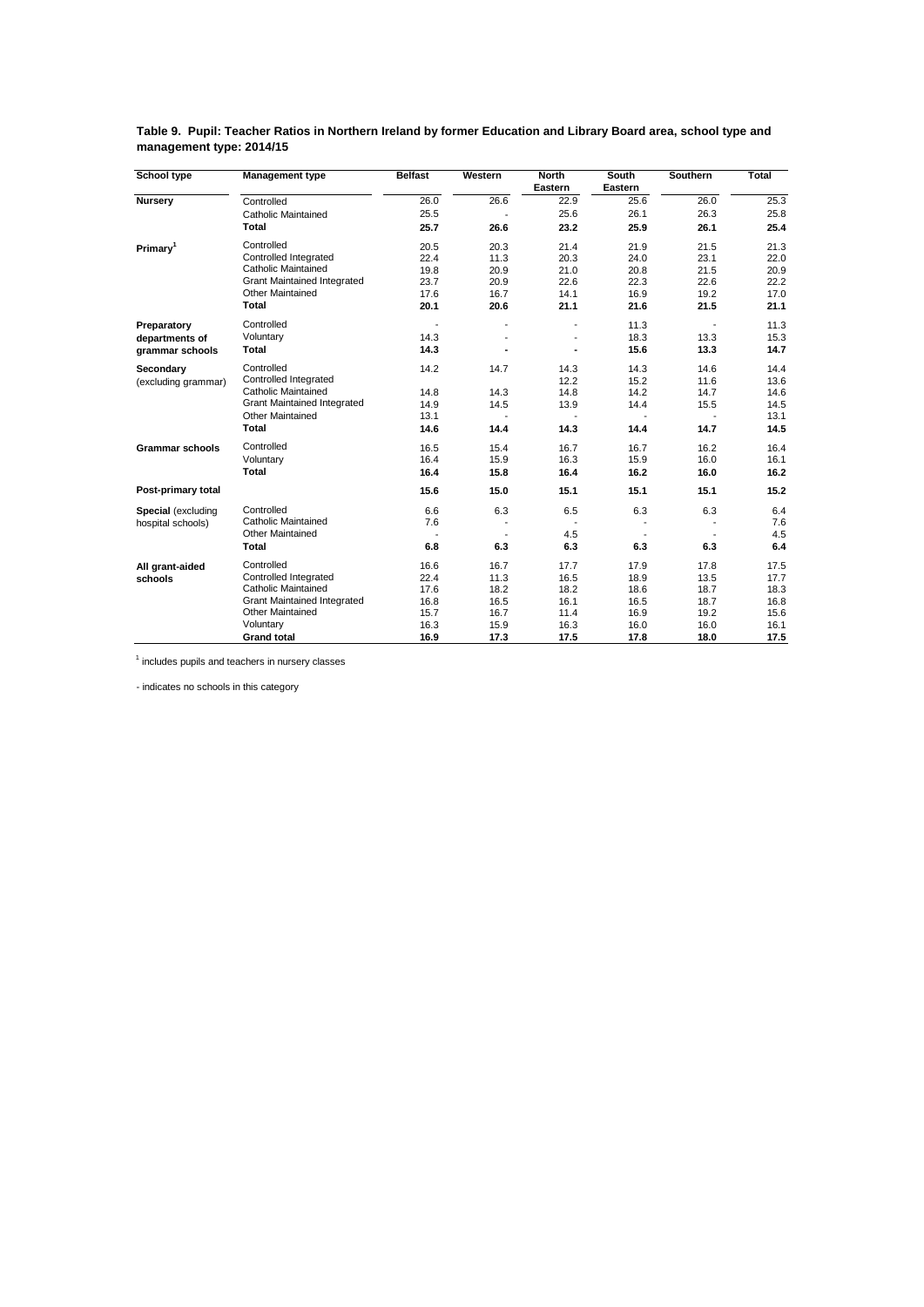**Table 9. Pupil: Teacher Ratios in Northern Ireland by former Education and Library Board area, school type and management type: 2014/15**

| School type | Management type | Belfast | Western | North Eastern | South Eastern | Southern | Total |
|---|---|---|---|---|---|---|---|
| **Nursery** | Controlled | 26.0 | 26.6 | 22.9 | 25.6 | 26.0 | 25.3 |
| | Catholic Maintained | 25.5 | - | 25.6 | 26.1 | 26.3 | 25.8 |
| | **Total** | **25.7** | **26.6** | **23.2** | **25.9** | **26.1** | **25.4** |
| **Primary[1]** | Controlled | 20.5 | 20.3 | 21.4 | 21.9 | 21.5 | 21.3 |
| | Controlled Integrated | 22.4 | 11.3 | 20.3 | 24.0 | 23.1 | 22.0 |
| | Catholic Maintained | 19.8 | 20.9 | 21.0 | 20.8 | 21.5 | 20.9 |
| | Grant Maintained Integrated | 23.7 | 20.9 | 22.6 | 22.3 | 22.6 | 22.2 |
| | Other Maintained | 17.6 | 16.7 | 14.1 | 16.9 | 19.2 | 17.0 |
| | **Total** | **20.1** | **20.6** | **21.1** | **21.6** | **21.5** | **21.1** |
| **Preparatory departments of grammar schools** | Controlled | - | - | - | 11.3 | - | 11.3 |
| | Voluntary | 14.3 | - | - | 18.3 | 13.3 | 15.3 |
| | **Total** | **14.3** | **-** | **-** | **15.6** | **13.3** | **14.7** |
| **Secondary** (excluding grammar) | Controlled | 14.2 | 14.7 | 14.3 | 14.3 | 14.6 | 14.4 |
| | Controlled Integrated | | | 12.2 | 15.2 | 11.6 | 13.6 |
| | Catholic Maintained | 14.8 | 14.3 | 14.8 | 14.2 | 14.7 | 14.6 |
| | Grant Maintained Integrated | 14.9 | 14.5 | 13.9 | 14.4 | 15.5 | 14.5 |
| | Other Maintained | 13.1 | - | - | - | - | 13.1 |
| | **Total** | **14.6** | **14.4** | **14.3** | **14.4** | **14.7** | **14.5** |
| **Grammar schools** | Controlled | 16.5 | 15.4 | 16.7 | 16.7 | 16.2 | 16.4 |
| | Voluntary | 16.4 | 15.9 | 16.3 | 15.9 | 16.0 | 16.1 |
| | **Total** | **16.4** | **15.8** | **16.4** | **16.2** | **16.0** | **16.2** |
| **Post-primary total** | | **15.6** | **15.0** | **15.1** | **15.1** | **15.1** | **15.2** |
| **Special** (excluding hospital schools) | Controlled | 6.6 | 6.3 | 6.5 | 6.3 | 6.3 | 6.4 |
| | Catholic Maintained | 7.6 | - | - | - | - | 7.6 |
| | Other Maintained | - | - | 4.5 | - | - | 4.5 |
| | **Total** | **6.8** | **6.3** | **6.3** | **6.3** | **6.3** | **6.4** |
| **All grant-aided schools** | Controlled | 16.6 | 16.7 | 17.7 | 17.9 | 17.8 | 17.5 |
| | Controlled Integrated | 22.4 | 11.3 | 16.5 | 18.9 | 13.5 | 17.7 |
| | Catholic Maintained | 17.6 | 18.2 | 18.2 | 18.6 | 18.7 | 18.3 |
| | Grant Maintained Integrated | 16.8 | 16.5 | 16.1 | 16.5 | 18.7 | 16.8 |
| | Other Maintained | 15.7 | 16.7 | 11.4 | 16.9 | 19.2 | 15.6 |
| | Voluntary | 16.3 | 15.9 | 16.3 | 16.0 | 16.0 | 16.1 |
| | **Grand total** | **16.9** | **17.3** | **17.5** | **17.8** | **18.0** | **17.5** |

[1] includes pupils and teachers in nursery classes

- indicates no schools in this category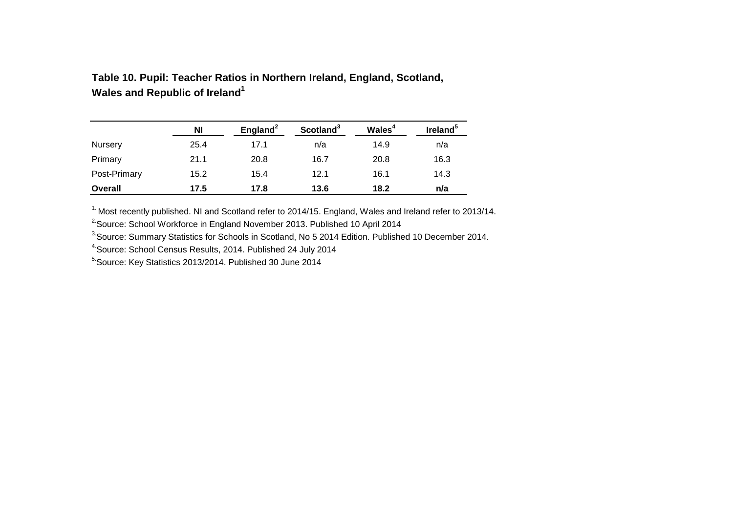**Table 10. Pupil: Teacher Ratios in Northern Ireland, England, Scotland, Wales and Republic of Ireland[1]**

| | NI | England[2] | Scotland[3] | Wales[4] | Ireland[5] |
|---|---|---|---|---|---|
| Nursery | 25.4 | 17.1 | n/a | 14.9 | n/a |
| Primary | 21.1 | 20.8 | 16.7 | 20.8 | 16.3 |
| Post-Primary | 15.2 | 15.4 | 12.1 | 16.1 | 14.3 |
| **Overall** | **17.5** | **17.8** | **13.6** | **18.2** | **n/a** |

[1.] Most recently published. NI and Scotland refer to 2014/15. England, Wales and Ireland refer to 2013/14.

[2.] Source: School Workforce in England November 2013. Published 10 April 2014

[3.] Source: Summary Statistics for Schools in Scotland, No 5 2014 Edition. Published 10 December 2014.

[4.] Source: School Census Results, 2014. Published 24 July 2014

[5.] Source: Key Statistics 2013/2014. Published 30 June 2014